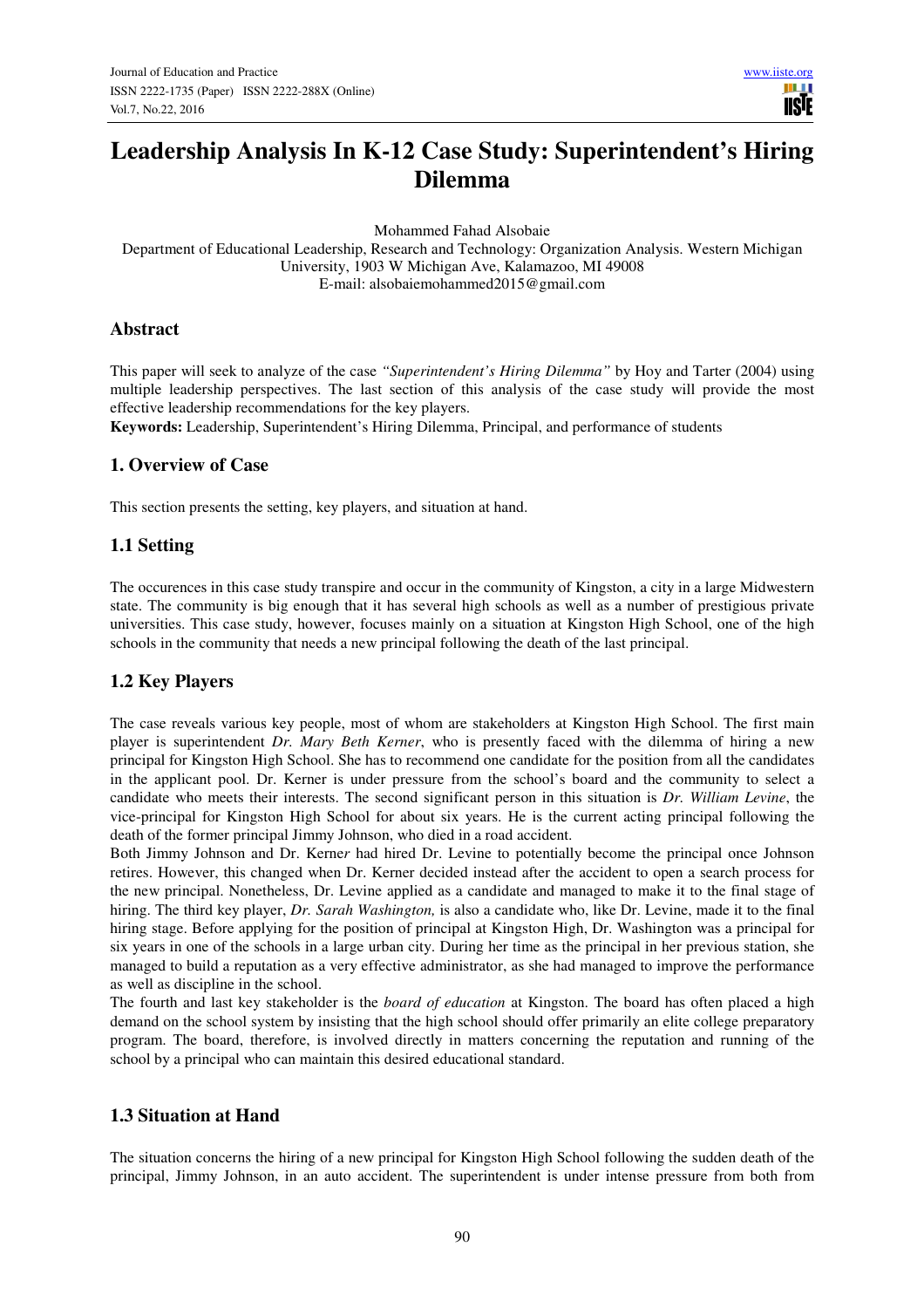// Convert page to markdown.
# Leadership Analysis In K-12 Case Study: Superintendent's Hiring Dilemma

Mohammed Fahad Alsobaie

Department of Educational Leadership, Research and Technology: Organization Analysis. Western Michigan University, 1903 W Michigan Ave, Kalamazoo, MI 49008

E-mail: alsobaiemohammed2015@gmail.com

## Abstract

This paper will seek to analyze of the case *"Superintendent's Hiring Dilemma"* by Hoy and Tarter (2004) using multiple leadership perspectives. The last section of this analysis of the case study will provide the most effective leadership recommendations for the key players.

**Keywords:** Leadership, Superintendent's Hiring Dilemma, Principal, and performance of students

## 1. Overview of Case

This section presents the setting, key players, and situation at hand.

### 1.1 Setting

The occurences in this case study transpire and occur in the community of Kingston, a city in a large Midwestern state. The community is big enough that it has several high schools as well as a number of prestigious private universities. This case study, however, focuses mainly on a situation at Kingston High School, one of the high schools in the community that needs a new principal following the death of the last principal.

### 1.2 Key Players

The case reveals various key people, most of whom are stakeholders at Kingston High School. The first main player is superintendent *Dr. Mary Beth Kerner*, who is presently faced with the dilemma of hiring a new principal for Kingston High School. She has to recommend one candidate for the position from all the candidates in the applicant pool. Dr. Kerner is under pressure from the school's board and the community to select a candidate who meets their interests. The second significant person in this situation is *Dr. William Levine*, the vice-principal for Kingston High School for about six years. He is the current acting principal following the death of the former principal Jimmy Johnson, who died in a road accident.

Both Jimmy Johnson and Dr. Kerne*r* had hired Dr. Levine to potentially become the principal once Johnson retires. However, this changed when Dr. Kerner decided instead after the accident to open a search process for the new principal. Nonetheless, Dr. Levine applied as a candidate and managed to make it to the final stage of hiring. The third key player, *Dr. Sarah Washington,* is also a candidate who, like Dr. Levine, made it to the final hiring stage. Before applying for the position of principal at Kingston High, Dr. Washington was a principal for six years in one of the schools in a large urban city. During her time as the principal in her previous station, she managed to build a reputation as a very effective administrator, as she had managed to improve the performance as well as discipline in the school.

The fourth and last key stakeholder is the *board of education* at Kingston. The board has often placed a high demand on the school system by insisting that the high school should offer primarily an elite college preparatory program. The board, therefore, is involved directly in matters concerning the reputation and running of the school by a principal who can maintain this desired educational standard.

### 1.3 Situation at Hand

The situation concerns the hiring of a new principal for Kingston High School following the sudden death of the principal, Jimmy Johnson, in an auto accident. The superintendent is under intense pressure from both from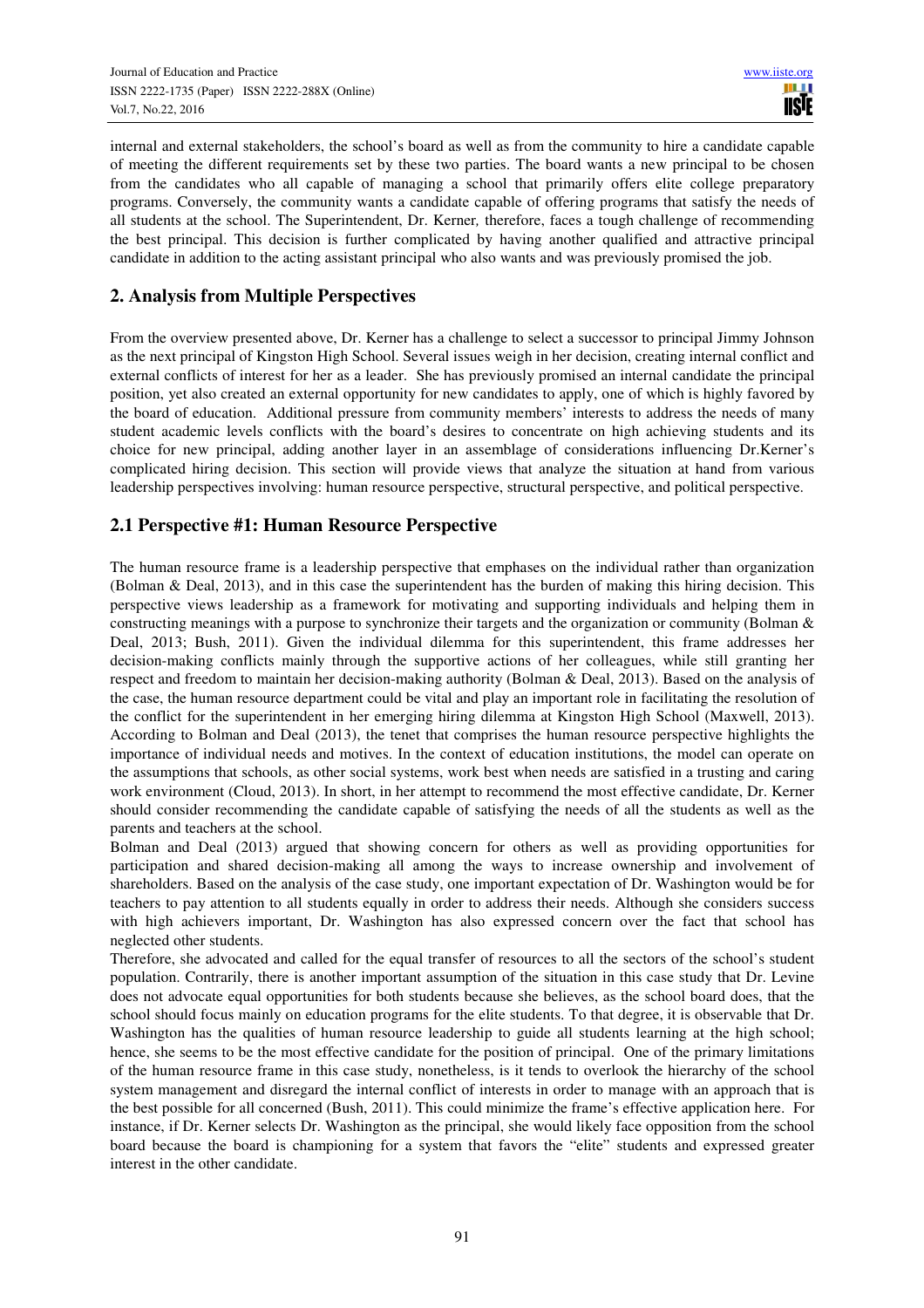internal and external stakeholders, the school's board as well as from the community to hire a candidate capable of meeting the different requirements set by these two parties. The board wants a new principal to be chosen from the candidates who all capable of managing a school that primarily offers elite college preparatory programs. Conversely, the community wants a candidate capable of offering programs that satisfy the needs of all students at the school. The Superintendent, Dr. Kerner*,* therefore, faces a tough challenge of recommending the best principal. This decision is further complicated by having another qualified and attractive principal candidate in addition to the acting assistant principal who also wants and was previously promised the job.

## 2. Analysis from Multiple Perspectives

From the overview presented above, Dr. Kerner has a challenge to select a successor to principal Jimmy Johnson as the next principal of Kingston High School. Several issues weigh in her decision, creating internal conflict and external conflicts of interest for her as a leader. She has previously promised an internal candidate the principal position, yet also created an external opportunity for new candidates to apply, one of which is highly favored by the board of education. Additional pressure from community members' interests to address the needs of many student academic levels conflicts with the board's desires to concentrate on high achieving students and its choice for new principal, adding another layer in an assemblage of considerations influencing Dr.Kerner's complicated hiring decision. This section will provide views that analyze the situation at hand from various leadership perspectives involving: human resource perspective, structural perspective, and political perspective.

### 2.1 Perspective #1: Human Resource Perspective

The human resource frame is a leadership perspective that emphases on the individual rather than organization (Bolman & Deal, 2013), and in this case the superintendent has the burden of making this hiring decision. This perspective views leadership as a framework for motivating and supporting individuals and helping them in constructing meanings with a purpose to synchronize their targets and the organization or community (Bolman & Deal, 2013; Bush, 2011). Given the individual dilemma for this superintendent, this frame addresses her decision-making conflicts mainly through the supportive actions of her colleagues, while still granting her respect and freedom to maintain her decision-making authority (Bolman & Deal, 2013). Based on the analysis of the case, the human resource department could be vital and play an important role in facilitating the resolution of the conflict for the superintendent in her emerging hiring dilemma at Kingston High School (Maxwell, 2013). According to Bolman and Deal (2013), the tenet that comprises the human resource perspective highlights the importance of individual needs and motives. In the context of education institutions, the model can operate on the assumptions that schools, as other social systems, work best when needs are satisfied in a trusting and caring work environment (Cloud, 2013). In short, in her attempt to recommend the most effective candidate, Dr. Kerner should consider recommending the candidate capable of satisfying the needs of all the students as well as the parents and teachers at the school.

Bolman and Deal (2013) argued that showing concern for others as well as providing opportunities for participation and shared decision-making all among the ways to increase ownership and involvement of shareholders. Based on the analysis of the case study, one important expectation of Dr. Washington would be for teachers to pay attention to all students equally in order to address their needs. Although she considers success with high achievers important, Dr. Washington has also expressed concern over the fact that school has neglected other students.

Therefore, she advocated and called for the equal transfer of resources to all the sectors of the school's student population. Contrarily, there is another important assumption of the situation in this case study that Dr. Levine does not advocate equal opportunities for both students because she believes, as the school board does, that the school should focus mainly on education programs for the elite students. To that degree, it is observable that Dr. Washington has the qualities of human resource leadership to guide all students learning at the high school; hence, she seems to be the most effective candidate for the position of principal. One of the primary limitations of the human resource frame in this case study, nonetheless, is it tends to overlook the hierarchy of the school system management and disregard the internal conflict of interests in order to manage with an approach that is the best possible for all concerned (Bush, 2011). This could minimize the frame's effective application here. For instance, if Dr. Kerner selects Dr. Washington as the principal, she would likely face opposition from the school board because the board is championing for a system that favors the "elite" students and expressed greater interest in the other candidate.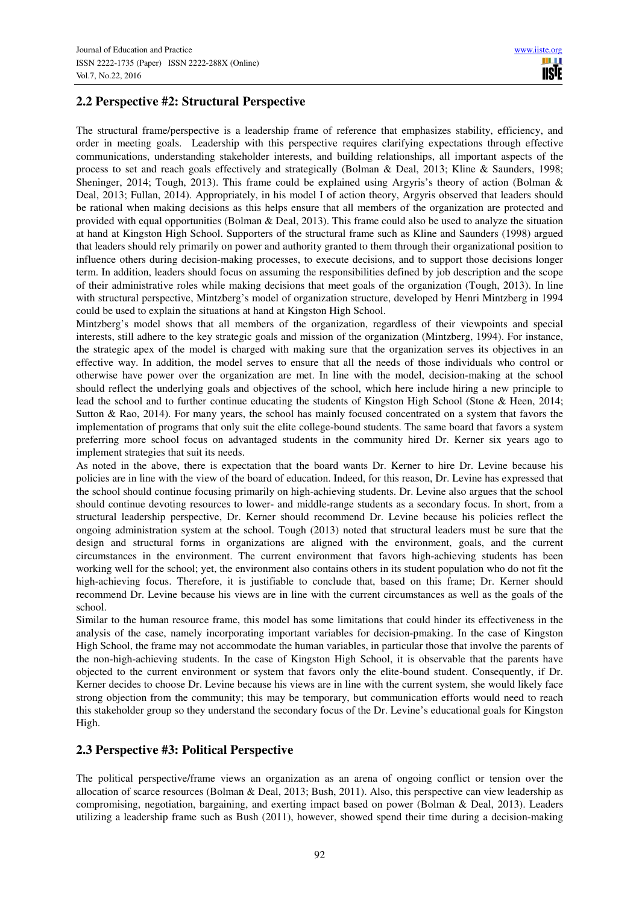## 2.2 Perspective #2: Structural Perspective

The structural frame/perspective is a leadership frame of reference that emphasizes stability, efficiency, and order in meeting goals. Leadership with this perspective requires clarifying expectations through effective communications, understanding stakeholder interests, and building relationships, all important aspects of the process to set and reach goals effectively and strategically (Bolman & Deal, 2013; Kline & Saunders, 1998; Sheninger, 2014; Tough, 2013). This frame could be explained using Argyris's theory of action (Bolman & Deal, 2013; Fullan, 2014). Appropriately, in his model I of action theory, Argyris observed that leaders should be rational when making decisions as this helps ensure that all members of the organization are protected and provided with equal opportunities (Bolman & Deal, 2013). This frame could also be used to analyze the situation at hand at Kingston High School. Supporters of the structural frame such as Kline and Saunders (1998) argued that leaders should rely primarily on power and authority granted to them through their organizational position to influence others during decision-making processes, to execute decisions, and to support those decisions longer term. In addition, leaders should focus on assuming the responsibilities defined by job description and the scope of their administrative roles while making decisions that meet goals of the organization (Tough, 2013). In line with structural perspective, Mintzberg's model of organization structure, developed by Henri Mintzberg in 1994 could be used to explain the situations at hand at Kingston High School.

Mintzberg's model shows that all members of the organization, regardless of their viewpoints and special interests, still adhere to the key strategic goals and mission of the organization (Mintzberg, 1994). For instance, the strategic apex of the model is charged with making sure that the organization serves its objectives in an effective way. In addition, the model serves to ensure that all the needs of those individuals who control or otherwise have power over the organization are met. In line with the model, decision-making at the school should reflect the underlying goals and objectives of the school, which here include hiring a new principle to lead the school and to further continue educating the students of Kingston High School (Stone & Heen, 2014; Sutton & Rao, 2014). For many years, the school has mainly focused concentrated on a system that favors the implementation of programs that only suit the elite college-bound students. The same board that favors a system preferring more school focus on advantaged students in the community hired Dr. Kerner six years ago to implement strategies that suit its needs.

As noted in the above, there is expectation that the board wants Dr. Kerner to hire Dr. Levine because his policies are in line with the view of the board of education. Indeed, for this reason, Dr. Levine has expressed that the school should continue focusing primarily on high-achieving students. Dr. Levine also argues that the school should continue devoting resources to lower- and middle-range students as a secondary focus. In short, from a structural leadership perspective, Dr. Kerner should recommend Dr. Levine because his policies reflect the ongoing administration system at the school. Tough (2013) noted that structural leaders must be sure that the design and structural forms in organizations are aligned with the environment, goals, and the current circumstances in the environment. The current environment that favors high-achieving students has been working well for the school; yet, the environment also contains others in its student population who do not fit the high-achieving focus. Therefore, it is justifiable to conclude that, based on this frame; Dr. Kerner should recommend Dr. Levine because his views are in line with the current circumstances as well as the goals of the school.

Similar to the human resource frame, this model has some limitations that could hinder its effectiveness in the analysis of the case, namely incorporating important variables for decision-pmaking. In the case of Kingston High School, the frame may not accommodate the human variables, in particular those that involve the parents of the non-high-achieving students. In the case of Kingston High School, it is observable that the parents have objected to the current environment or system that favors only the elite-bound student. Consequently, if Dr. Kerner decides to choose Dr. Levine because his views are in line with the current system, she would likely face strong objection from the community; this may be temporary, but communication efforts would need to reach this stakeholder group so they understand the secondary focus of the Dr. Levine's educational goals for Kingston High.

## 2.3 Perspective #3: Political Perspective

The political perspective/frame views an organization as an arena of ongoing conflict or tension over the allocation of scarce resources (Bolman & Deal, 2013; Bush, 2011). Also, this perspective can view leadership as compromising, negotiation, bargaining, and exerting impact based on power (Bolman & Deal, 2013). Leaders utilizing a leadership frame such as Bush (2011), however, showed spend their time during a decision-making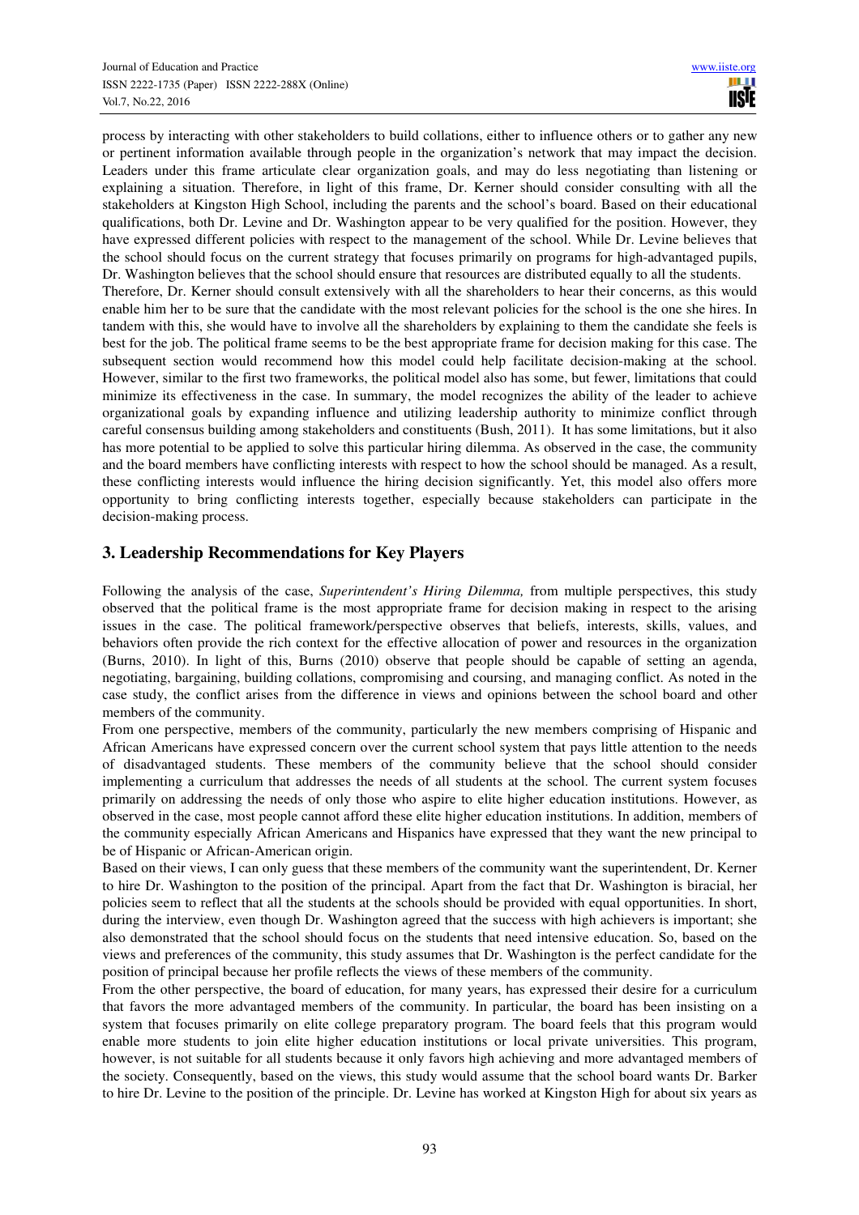process by interacting with other stakeholders to build collations, either to influence others or to gather any new or pertinent information available through people in the organization's network that may impact the decision. Leaders under this frame articulate clear organization goals, and may do less negotiating than listening or explaining a situation. Therefore, in light of this frame, Dr. Kerner should consider consulting with all the stakeholders at Kingston High School, including the parents and the school's board. Based on their educational qualifications, both Dr. Levine and Dr. Washington appear to be very qualified for the position. However, they have expressed different policies with respect to the management of the school. While Dr. Levine believes that the school should focus on the current strategy that focuses primarily on programs for high-advantaged pupils, Dr. Washington believes that the school should ensure that resources are distributed equally to all the students.

Therefore, Dr. Kerner should consult extensively with all the shareholders to hear their concerns, as this would enable him her to be sure that the candidate with the most relevant policies for the school is the one she hires. In tandem with this, she would have to involve all the shareholders by explaining to them the candidate she feels is best for the job. The political frame seems to be the best appropriate frame for decision making for this case. The subsequent section would recommend how this model could help facilitate decision-making at the school. However, similar to the first two frameworks, the political model also has some, but fewer, limitations that could minimize its effectiveness in the case. In summary, the model recognizes the ability of the leader to achieve organizational goals by expanding influence and utilizing leadership authority to minimize conflict through careful consensus building among stakeholders and constituents (Bush, 2011). It has some limitations, but it also has more potential to be applied to solve this particular hiring dilemma. As observed in the case, the community and the board members have conflicting interests with respect to how the school should be managed. As a result, these conflicting interests would influence the hiring decision significantly. Yet, this model also offers more opportunity to bring conflicting interests together, especially because stakeholders can participate in the decision-making process.

## 3. Leadership Recommendations for Key Players

Following the analysis of the case, *Superintendent's Hiring Dilemma,* from multiple perspectives, this study observed that the political frame is the most appropriate frame for decision making in respect to the arising issues in the case. The political framework/perspective observes that beliefs, interests, skills, values, and behaviors often provide the rich context for the effective allocation of power and resources in the organization (Burns, 2010). In light of this, Burns (2010) observe that people should be capable of setting an agenda, negotiating, bargaining, building collations, compromising and coursing, and managing conflict. As noted in the case study, the conflict arises from the difference in views and opinions between the school board and other members of the community.

From one perspective, members of the community, particularly the new members comprising of Hispanic and African Americans have expressed concern over the current school system that pays little attention to the needs of disadvantaged students. These members of the community believe that the school should consider implementing a curriculum that addresses the needs of all students at the school. The current system focuses primarily on addressing the needs of only those who aspire to elite higher education institutions. However, as observed in the case, most people cannot afford these elite higher education institutions. In addition, members of the community especially African Americans and Hispanics have expressed that they want the new principal to be of Hispanic or African-American origin.

Based on their views, I can only guess that these members of the community want the superintendent, Dr. Kerner to hire Dr. Washington to the position of the principal. Apart from the fact that Dr. Washington is biracial, her policies seem to reflect that all the students at the schools should be provided with equal opportunities. In short, during the interview, even though Dr. Washington agreed that the success with high achievers is important; she also demonstrated that the school should focus on the students that need intensive education. So, based on the views and preferences of the community, this study assumes that Dr. Washington is the perfect candidate for the position of principal because her profile reflects the views of these members of the community.

From the other perspective, the board of education, for many years, has expressed their desire for a curriculum that favors the more advantaged members of the community. In particular, the board has been insisting on a system that focuses primarily on elite college preparatory program. The board feels that this program would enable more students to join elite higher education institutions or local private universities. This program, however, is not suitable for all students because it only favors high achieving and more advantaged members of the society. Consequently, based on the views, this study would assume that the school board wants Dr. Barker to hire Dr. Levine to the position of the principle. Dr. Levine has worked at Kingston High for about six years as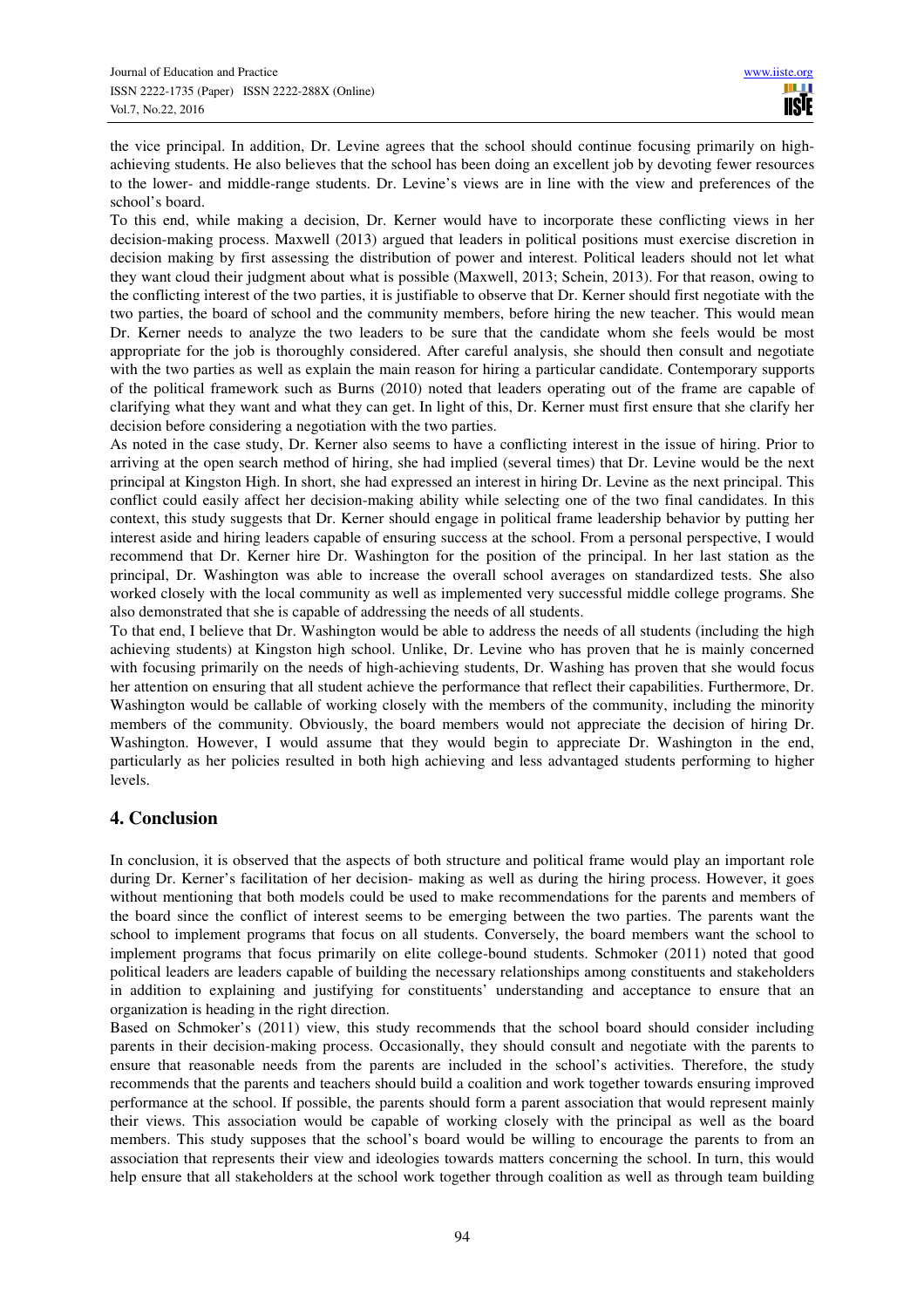the vice principal. In addition, Dr. Levine agrees that the school should continue focusing primarily on high-achieving students. He also believes that the school has been doing an excellent job by devoting fewer resources to the lower- and middle-range students. Dr. Levine's views are in line with the view and preferences of the school's board.

To this end, while making a decision, Dr. Kerner would have to incorporate these conflicting views in her decision-making process. Maxwell (2013) argued that leaders in political positions must exercise discretion in decision making by first assessing the distribution of power and interest. Political leaders should not let what they want cloud their judgment about what is possible (Maxwell, 2013; Schein, 2013). For that reason, owing to the conflicting interest of the two parties, it is justifiable to observe that Dr. Kerner should first negotiate with the two parties, the board of school and the community members, before hiring the new teacher. This would mean Dr. Kerner needs to analyze the two leaders to be sure that the candidate whom she feels would be most appropriate for the job is thoroughly considered. After careful analysis, she should then consult and negotiate with the two parties as well as explain the main reason for hiring a particular candidate. Contemporary supports of the political framework such as Burns (2010) noted that leaders operating out of the frame are capable of clarifying what they want and what they can get. In light of this, Dr. Kerner must first ensure that she clarify her decision before considering a negotiation with the two parties.

As noted in the case study, Dr. Kerner also seems to have a conflicting interest in the issue of hiring. Prior to arriving at the open search method of hiring, she had implied (several times) that Dr. Levine would be the next principal at Kingston High. In short, she had expressed an interest in hiring Dr. Levine as the next principal. This conflict could easily affect her decision-making ability while selecting one of the two final candidates. In this context, this study suggests that Dr. Kerner should engage in political frame leadership behavior by putting her interest aside and hiring leaders capable of ensuring success at the school. From a personal perspective, I would recommend that Dr. Kerner hire Dr. Washington for the position of the principal. In her last station as the principal, Dr. Washington was able to increase the overall school averages on standardized tests. She also worked closely with the local community as well as implemented very successful middle college programs. She also demonstrated that she is capable of addressing the needs of all students.

To that end, I believe that Dr. Washington would be able to address the needs of all students (including the high achieving students) at Kingston high school. Unlike, Dr. Levine who has proven that he is mainly concerned with focusing primarily on the needs of high-achieving students, Dr. Washing has proven that she would focus her attention on ensuring that all student achieve the performance that reflect their capabilities. Furthermore, Dr. Washington would be callable of working closely with the members of the community, including the minority members of the community. Obviously, the board members would not appreciate the decision of hiring Dr. Washington. However, I would assume that they would begin to appreciate Dr. Washington in the end, particularly as her policies resulted in both high achieving and less advantaged students performing to higher levels.

## 4. Conclusion

In conclusion, it is observed that the aspects of both structure and political frame would play an important role during Dr. Kerner's facilitation of her decision- making as well as during the hiring process. However, it goes without mentioning that both models could be used to make recommendations for the parents and members of the board since the conflict of interest seems to be emerging between the two parties. The parents want the school to implement programs that focus on all students. Conversely, the board members want the school to implement programs that focus primarily on elite college-bound students. Schmoker (2011) noted that good political leaders are leaders capable of building the necessary relationships among constituents and stakeholders in addition to explaining and justifying for constituents' understanding and acceptance to ensure that an organization is heading in the right direction.

Based on Schmoker's (2011) view, this study recommends that the school board should consider including parents in their decision-making process. Occasionally, they should consult and negotiate with the parents to ensure that reasonable needs from the parents are included in the school's activities. Therefore, the study recommends that the parents and teachers should build a coalition and work together towards ensuring improved performance at the school. If possible, the parents should form a parent association that would represent mainly their views. This association would be capable of working closely with the principal as well as the board members. This study supposes that the school's board would be willing to encourage the parents to from an association that represents their view and ideologies towards matters concerning the school. In turn, this would help ensure that all stakeholders at the school work together through coalition as well as through team building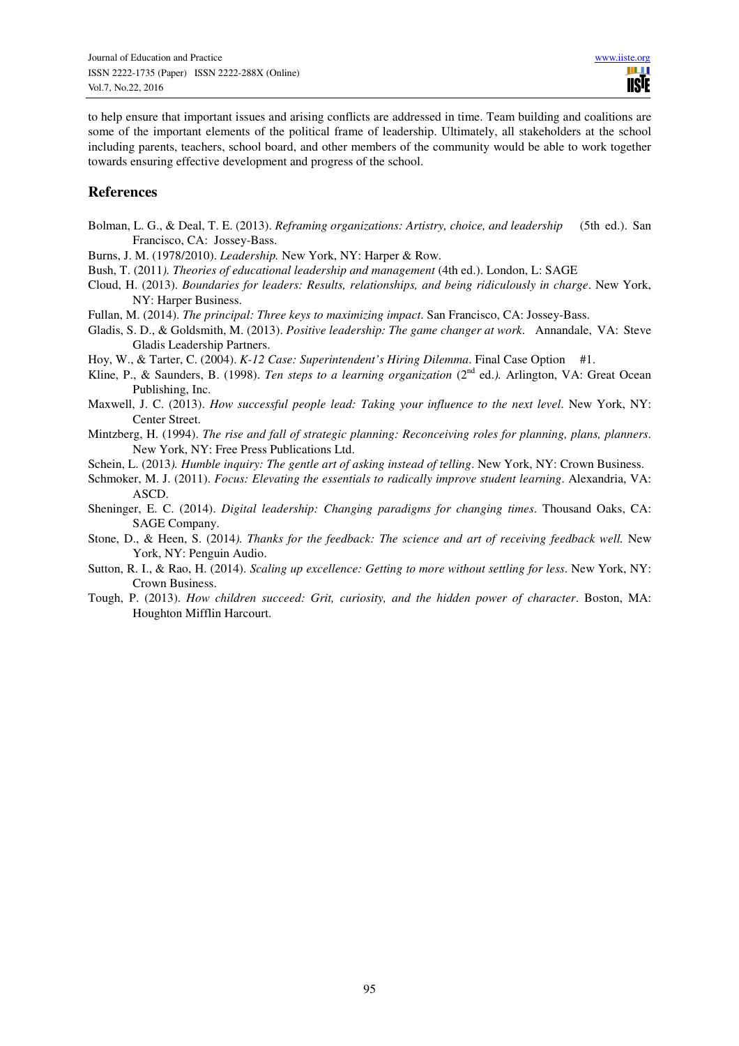to help ensure that important issues and arising conflicts are addressed in time. Team building and coalitions are some of the important elements of the political frame of leadership. Ultimately, all stakeholders at the school including parents, teachers, school board, and other members of the community would be able to work together towards ensuring effective development and progress of the school.

## References

Bolman, L. G., & Deal, T. E. (2013). *Reframing organizations: Artistry, choice, and leadership* (5th ed.). San Francisco, CA: Jossey-Bass.

Burns, J. M. (1978/2010). *Leadership.* New York, NY: Harper & Row.

Bush, T. (2011*). Theories of educational leadership and management* (4th ed.). London, L: SAGE

Cloud, H. (2013). *Boundaries for leaders: Results, relationships, and being ridiculously in charge*. New York, NY: Harper Business.

Fullan, M. (2014). *The principal: Three keys to maximizing impact*. San Francisco, CA: Jossey-Bass.

Gladis, S. D., & Goldsmith, M. (2013). *Positive leadership: The game changer at work*. Annandale, VA: Steve Gladis Leadership Partners.

Hoy, W., & Tarter, C. (2004). *K-12 Case: Superintendent's Hiring Dilemma*. Final Case Option #1.

Kline, P., & Saunders, B. (1998). *Ten steps to a learning organization* (2nd ed*.).* Arlington, VA: Great Ocean Publishing, Inc.

Maxwell, J. C. (2013). *How successful people lead: Taking your influence to the next level*. New York, NY: Center Street.

Mintzberg, H. (1994). *The rise and fall of strategic planning: Reconceiving roles for planning, plans, planners*. New York, NY: Free Press Publications Ltd.

Schein, L. (2013*). Humble inquiry: The gentle art of asking instead of telling*. New York, NY: Crown Business.

Schmoker, M. J. (2011). *Focus: Elevating the essentials to radically improve student learning*. Alexandria, VA: ASCD.

Sheninger, E. C. (2014). *Digital leadership: Changing paradigms for changing times*. Thousand Oaks, CA: SAGE Company.

Stone, D., & Heen, S. (2014*). Thanks for the feedback: The science and art of receiving feedback well.* New York, NY: Penguin Audio.

Sutton, R. I., & Rao, H. (2014). *Scaling up excellence: Getting to more without settling for less*. New York, NY: Crown Business.

Tough, P. (2013). *How children succeed: Grit, curiosity, and the hidden power of character*. Boston, MA: Houghton Mifflin Harcourt.